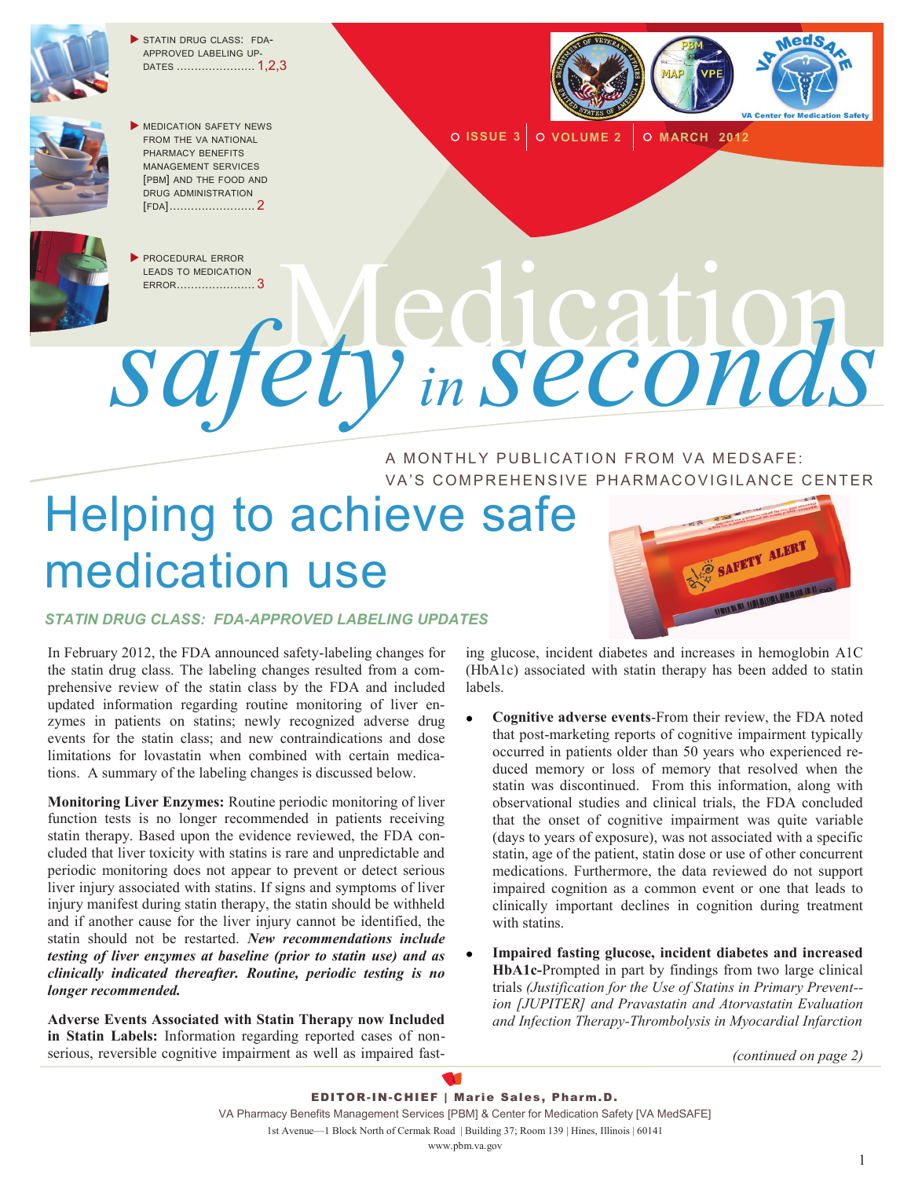- STATIN DRUG CLASS: FDA-APPROVED LABELING UPDATES ...................... 1,2,3
- MEDICATION SAFETY NEWS FROM THE VA NATIONAL PHARMACY BENEFITS MANAGEMENT SERVICES [PBM] AND THE FOOD AND DRUG ADMINISTRATION [FDA]......................... 2
- PROCEDURAL ERROR LEADS TO MEDICATION ERROR...................... 3

ISSUE 3 | VOLUME 2 | MARCH 2012

# Medication *safety in seconds*

A MONTHLY PUBLICATION FROM VA MEDSAFE: VA'S COMPREHENSIVE PHARMACOVIGILANCE CENTER

## Helping to achieve safe medication use

### *STATIN DRUG CLASS: FDA-APPROVED LABELING UPDATES*

In February 2012, the FDA announced safety-labeling changes for the statin drug class. The labeling changes resulted from a comprehensive review of the statin class by the FDA and included updated information regarding routine monitoring of liver enzymes in patients on statins; newly recognized adverse drug events for the statin class; and new contraindications and dose limitations for lovastatin when combined with certain medications. A summary of the labeling changes is discussed below.

**Monitoring Liver Enzymes:** Routine periodic monitoring of liver function tests is no longer recommended in patients receiving statin therapy. Based upon the evidence reviewed, the FDA concluded that liver toxicity with statins is rare and unpredictable and periodic monitoring does not appear to prevent or detect serious liver injury associated with statins. If signs and symptoms of liver injury manifest during statin therapy, the statin should be withheld and if another cause for the liver injury cannot be identified, the statin should not be restarted. ***New recommendations include testing of liver enzymes at baseline (prior to statin use) and as clinically indicated thereafter. Routine, periodic testing is no longer recommended.***

**Adverse Events Associated with Statin Therapy now Included in Statin Labels:** Information regarding reported cases of non-serious, reversible cognitive impairment as well as impaired fasting glucose, incident diabetes and increases in hemoglobin A1C (HbA1c) associated with statin therapy has been added to statin labels.

- **Cognitive adverse events**-From their review, the FDA noted that post-marketing reports of cognitive impairment typically occurred in patients older than 50 years who experienced reduced memory or loss of memory that resolved when the statin was discontinued. From this information, along with observational studies and clinical trials, the FDA concluded that the onset of cognitive impairment was quite variable (days to years of exposure), was not associated with a specific statin, age of the patient, statin dose or use of other concurrent medications. Furthermore, the data reviewed do not support impaired cognition as a common event or one that leads to clinically important declines in cognition during treatment with statins.
- **Impaired fasting glucose, incident diabetes and increased HbA1c**-Prompted in part by findings from two large clinical trials *(Justification for the Use of Statins in Primary Prevent--ion [JUPITER] and Pravastatin and Atorvastatin Evaluation and Infection Therapy-Thrombolysis in Myocardial Infarction*

*(continued on page 2)*

**EDITOR-IN-CHIEF | Marie Sales, Pharm.D.**
VA Pharmacy Benefits Management Services [PBM] & Center for Medication Safety [VA MedSAFE]
1st Avenue—1 Block North of Cermak Road | Building 37; Room 139 | Hines, Illinois | 60141
www.pbm.va.gov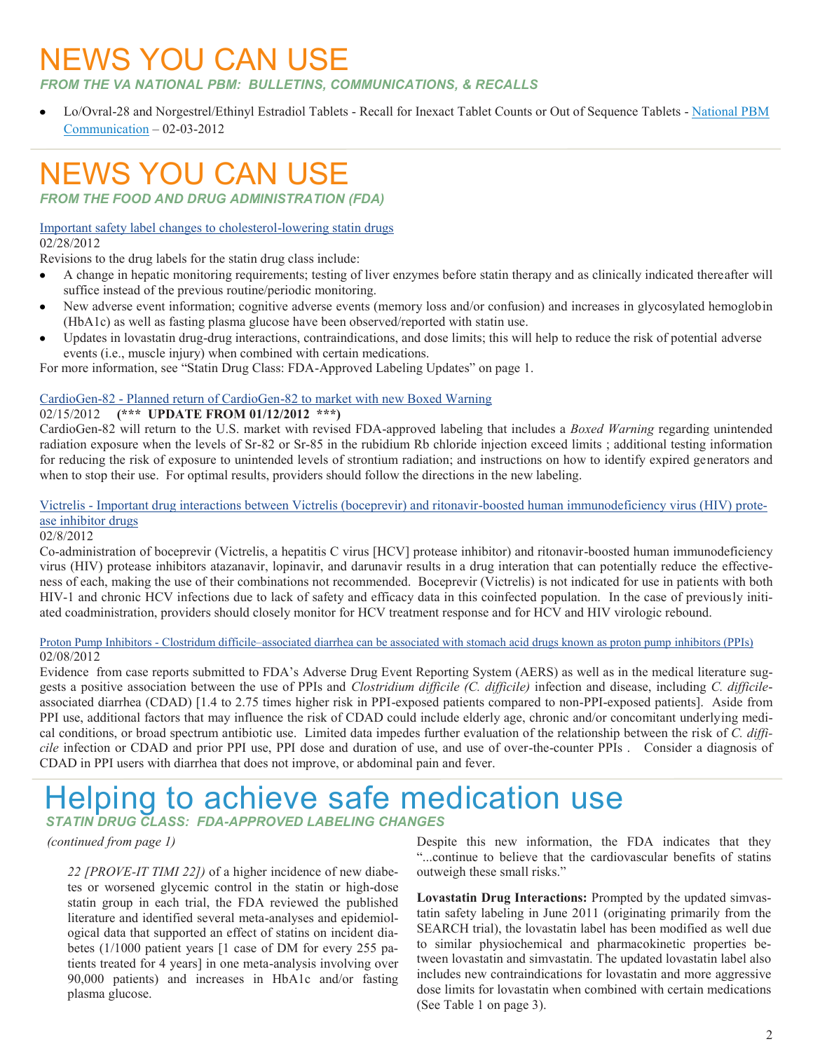# NEWS YOU CAN USE

***FROM THE VA NATIONAL PBM: BULLETINS, COMMUNICATIONS, & RECALLS***

- Lo/Ovral-28 and Norgestrel/Ethinyl Estradiol Tablets - Recall for Inexact Tablet Counts or Out of Sequence Tablets - National PBM Communication – 02-03-2012

# NEWS YOU CAN USE

***FROM THE FOOD AND DRUG ADMINISTRATION (FDA)***

Important safety label changes to cholesterol-lowering statin drugs
02/28/2012

Revisions to the drug labels for the statin drug class include:

- A change in hepatic monitoring requirements; testing of liver enzymes before statin therapy and as clinically indicated thereafter will suffice instead of the previous routine/periodic monitoring.
- New adverse event information; cognitive adverse events (memory loss and/or confusion) and increases in glycosylated hemoglobin (HbA1c) as well as fasting plasma glucose have been observed/reported with statin use.
- Updates in lovastatin drug-drug interactions, contraindications, and dose limits; this will help to reduce the risk of potential adverse events (i.e., muscle injury) when combined with certain medications.

For more information, see "Statin Drug Class: FDA-Approved Labeling Updates" on page 1.

CardioGen-82 - Planned return of CardioGen-82 to market with new Boxed Warning
02/15/2012 **(\*\*\* UPDATE FROM 01/12/2012 \*\*\*)**

CardioGen-82 will return to the U.S. market with revised FDA-approved labeling that includes a *Boxed Warning* regarding unintended radiation exposure when the levels of Sr-82 or Sr-85 in the rubidium Rb chloride injection exceed limits ; additional testing information for reducing the risk of exposure to unintended levels of strontium radiation; and instructions on how to identify expired generators and when to stop their use. For optimal results, providers should follow the directions in the new labeling.

Victrelis - Important drug interactions between Victrelis (boceprevir) and ritonavir-boosted human immunodeficiency virus (HIV) protease inhibitor drugs
02/8/2012

Co-administration of boceprevir (Victrelis, a hepatitis C virus [HCV] protease inhibitor) and ritonavir-boosted human immunodeficiency virus (HIV) protease inhibitors atazanavir, lopinavir, and darunavir results in a drug interation that can potentially reduce the effectiveness of each, making the use of their combinations not recommended. Boceprevir (Victrelis) is not indicated for use in patients with both HIV-1 and chronic HCV infections due to lack of safety and efficacy data in this coinfected population. In the case of previously initiated coadministration, providers should closely monitor for HCV treatment response and for HCV and HIV virologic rebound.

Proton Pump Inhibitors - Clostridium difficile–associated diarrhea can be associated with stomach acid drugs known as proton pump inhibitors (PPIs)
02/08/2012

Evidence from case reports submitted to FDA's Adverse Drug Event Reporting System (AERS) as well as in the medical literature suggests a positive association between the use of PPIs and *Clostridium difficile (C. difficile)* infection and disease, including *C. difficile*-associated diarrhea (CDAD) [1.4 to 2.75 times higher risk in PPI-exposed patients compared to non-PPI-exposed patients]. Aside from PPI use, additional factors that may influence the risk of CDAD could include elderly age, chronic and/or concomitant underlying medical conditions, or broad spectrum antibiotic use. Limited data impedes further evaluation of the relationship between the risk of *C. difficile* infection or CDAD and prior PPI use, PPI dose and duration of use, and use of over-the-counter PPIs . Consider a diagnosis of CDAD in PPI users with diarrhea that does not improve, or abdominal pain and fever.

# Helping to achieve safe medication use

***STATIN DRUG CLASS: FDA-APPROVED LABELING CHANGES***

*(continued from page 1)*

*22 [PROVE-IT TIMI 22])* of a higher incidence of new diabetes or worsened glycemic control in the statin or high-dose statin group in each trial, the FDA reviewed the published literature and identified several meta-analyses and epidemiological data that supported an effect of statins on incident diabetes (1/1000 patient years [1 case of DM for every 255 patients treated for 4 years] in one meta-analysis involving over 90,000 patients) and increases in HbA1c and/or fasting plasma glucose.

Despite this new information, the FDA indicates that they "...continue to believe that the cardiovascular benefits of statins outweigh these small risks."

**Lovastatin Drug Interactions:** Prompted by the updated simvastatin safety labeling in June 2011 (originating primarily from the SEARCH trial), the lovastatin label has been modified as well due to similar physiochemical and pharmacokinetic properties between lovastatin and simvastatin. The updated lovastatin label also includes new contraindications for lovastatin and more aggressive dose limits for lovastatin when combined with certain medications (See Table 1 on page 3).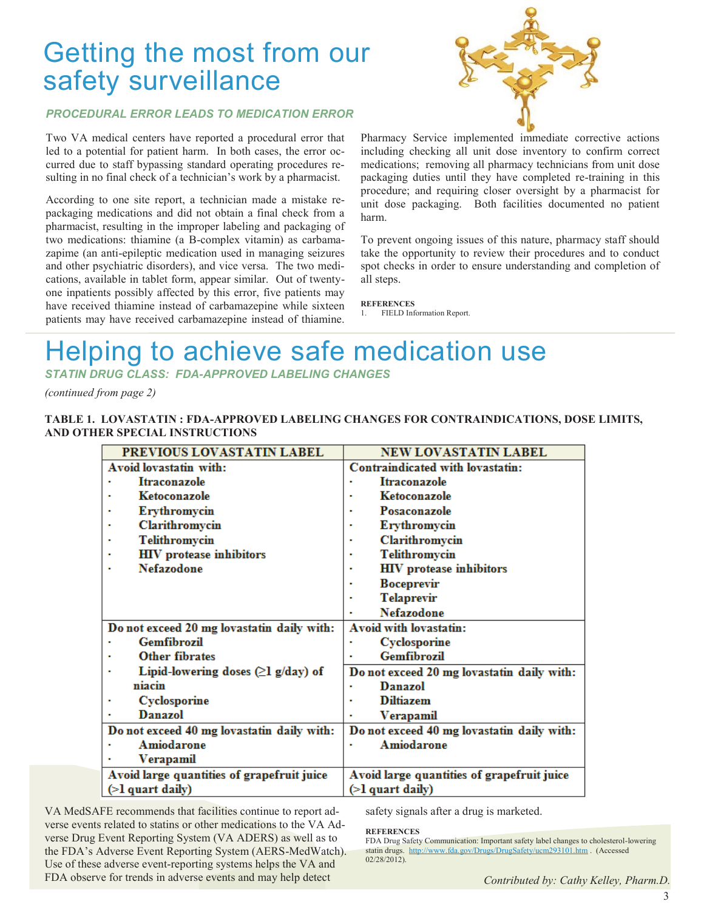# Getting the most from our safety surveillance

### PROCEDURAL ERROR LEADS TO MEDICATION ERROR

Two VA medical centers have reported a procedural error that led to a potential for patient harm. In both cases, the error occurred due to staff bypassing standard operating procedures resulting in no final check of a technician's work by a pharmacist.

According to one site report, a technician made a mistake repackaging medications and did not obtain a final check from a pharmacist, resulting in the improper labeling and packaging of two medications: thiamine (a B-complex vitamin) as carbamazapime (an anti-epileptic medication used in managing seizures and other psychiatric disorders), and vice versa. The two medications, available in tablet form, appear similar. Out of twenty-one inpatients possibly affected by this error, five patients may have received thiamine instead of carbamazepine while sixteen patients may have received carbamazepine instead of thiamine. Pharmacy Service implemented immediate corrective actions including checking all unit dose inventory to confirm correct medications; removing all pharmacy technicians from unit dose packaging duties until they have completed re-training in this procedure; and requiring closer oversight by a pharmacist for unit dose packaging. Both facilities documented no patient harm.

To prevent ongoing issues of this nature, pharmacy staff should take the opportunity to review their procedures and to conduct spot checks in order to ensure understanding and completion of all steps.

**REFERENCES**

1. FIELD Information Report.

# Helping to achieve safe medication use

### STATIN DRUG CLASS: FDA-APPROVED LABELING CHANGES

*(continued from page 2)*

**TABLE 1. LOVASTATIN : FDA-APPROVED LABELING CHANGES FOR CONTRAINDICATIONS, DOSE LIMITS, AND OTHER SPECIAL INSTRUCTIONS**

| PREVIOUS LOVASTATIN LABEL | NEW LOVASTATIN LABEL |
|---|---|
| **Avoid lovastatin with:**<br>· Itraconazole<br>· Ketoconazole<br>· Erythromycin<br>· Clarithromycin<br>· Telithromycin<br>· HIV protease inhibitors<br>· Nefazodone | **Contraindicated with lovastatin:**<br>· Itraconazole<br>· Ketoconazole<br>· Posaconazole<br>· Erythromycin<br>· Clarithromycin<br>· Telithromycin<br>· HIV protease inhibitors<br>· Boceprevir<br>· Telaprevir<br>· Nefazodone |
| **Do not exceed 20 mg lovastatin daily with:**<br>· Gemfibrozil<br>· Other fibrates<br>· Lipid-lowering doses (≥1 g/day) of niacin<br>· Cyclosporine<br>· Danazol | **Avoid with lovastatin:**<br>· Cyclosporine<br>· Gemfibrozil<br>**Do not exceed 20 mg lovastatin daily with:**<br>· Danazol<br>· Diltiazem<br>· Verapamil |
| **Do not exceed 40 mg lovastatin daily with:**<br>· Amiodarone<br>· Verapamil | **Do not exceed 40 mg lovastatin daily with:**<br>· Amiodarone |
| **Avoid large quantities of grapefruit juice (>1 quart daily)** | **Avoid large quantities of grapefruit juice (>1 quart daily)** |

VA MedSAFE recommends that facilities continue to report adverse events related to statins or other medications to the VA Adverse Drug Event Reporting System (VA ADERS) as well as to the FDA's Adverse Event Reporting System (AERS-MedWatch). Use of these adverse event-reporting systems helps the VA and FDA observe for trends in adverse events and may help detect safety signals after a drug is marketed.

**REFERENCES**

FDA Drug Safety Communication: Important safety label changes to cholesterol-lowering statin drugs. http://www.fda.gov/Drugs/DrugSafety/ucm293101.htm . (Accessed 02/28/2012).

*Contributed by: Cathy Kelley, Pharm.D.*